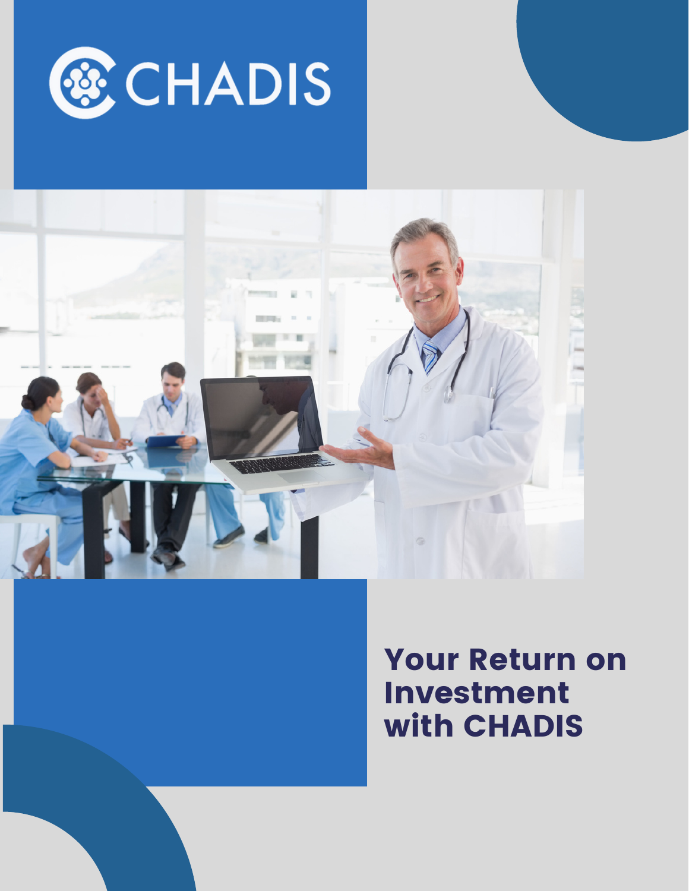CHADIS

# Your Return on Investment with CHADIS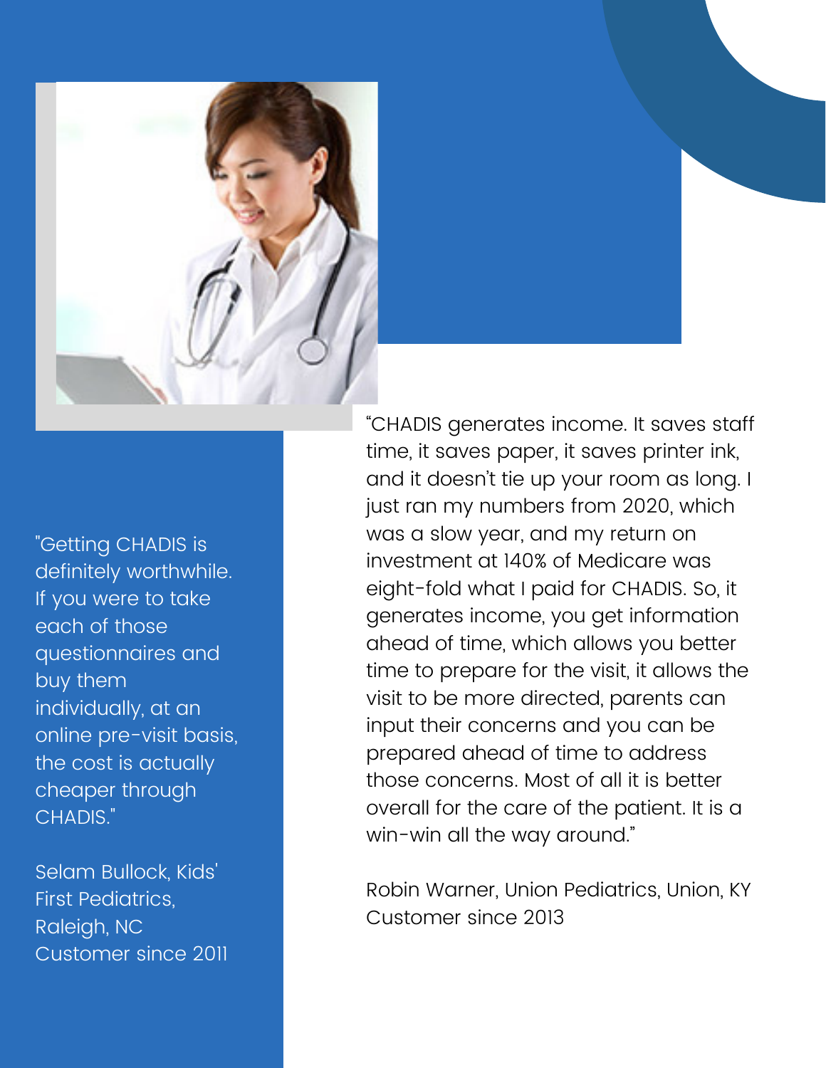"Getting CHADIS is definitely worthwhile. If you were to take each of those questionnaires and buy them individually, at an online pre-visit basis, the cost is actually cheaper through CHADIS."

Selam Bullock, Kids' First Pediatrics, Raleigh, NC
Customer since 2011

"CHADIS generates income. It saves staff time, it saves paper, it saves printer ink, and it doesn't tie up your room as long. I just ran my numbers from 2020, which was a slow year, and my return on investment at 140% of Medicare was eight-fold what I paid for CHADIS. So, it generates income, you get information ahead of time, which allows you better time to prepare for the visit, it allows the visit to be more directed, parents can input their concerns and you can be prepared ahead of time to address those concerns. Most of all it is better overall for the care of the patient. It is a win-win all the way around."

Robin Warner, Union Pediatrics, Union, KY
Customer since 2013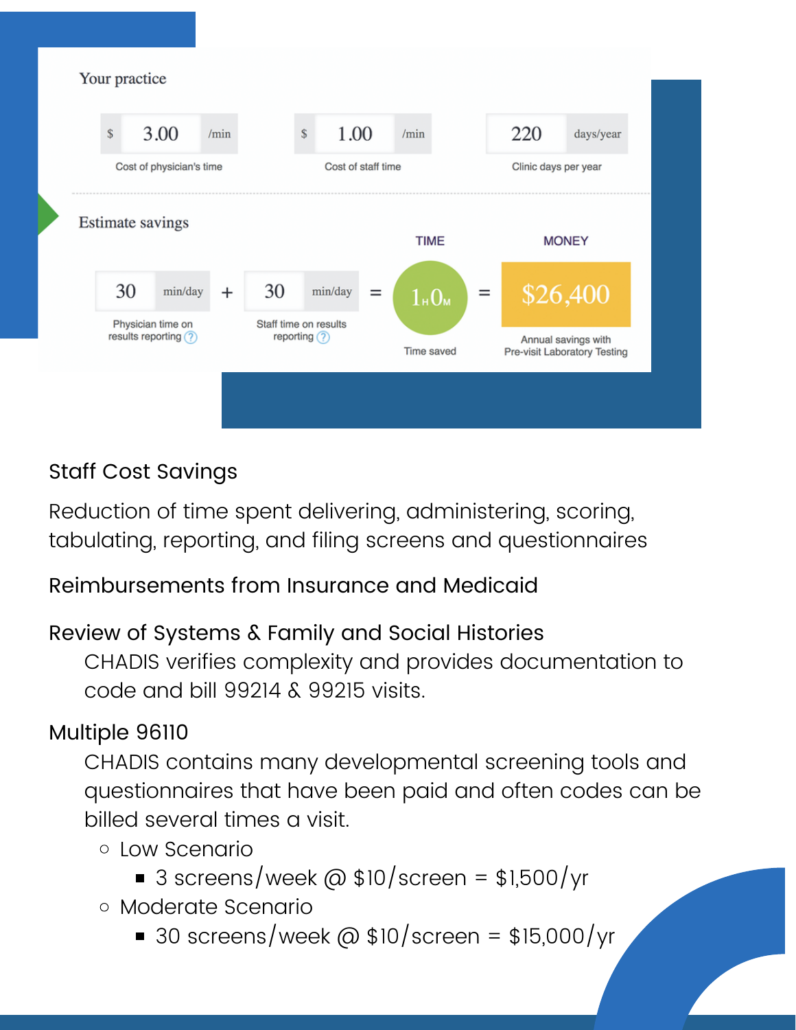Your practice

| $ 3.00 /min | $ 1.00 /min | 220 days/year |
| --- | --- | --- |
| Cost of physician's time | Cost of staff time | Clinic days per year |

Estimate savings

| | | | | TIME | | MONEY |
| --- | --- | --- | --- | --- | --- | --- |
| 30 min/day | + | 30 min/day | = | 1H 0M | = | $26,400 |
| Physician time on results reporting | | Staff time on results reporting | | Time saved | | Annual savings with Pre-visit Laboratory Testing |

Staff Cost Savings

Reduction of time spent delivering, administering, scoring, tabulating, reporting, and filing screens and questionnaires

Reimbursements from Insurance and Medicaid

Review of Systems & Family and Social Histories

CHADIS verifies complexity and provides documentation to code and bill 99214 & 99215 visits.

Multiple 96110

CHADIS contains many developmental screening tools and questionnaires that have been paid and often codes can be billed several times a visit.

- Low Scenario
  - 3 screens/week @ $10/screen = $1,500/yr
- Moderate Scenario
  - 30 screens/week @ $10/screen = $15,000/yr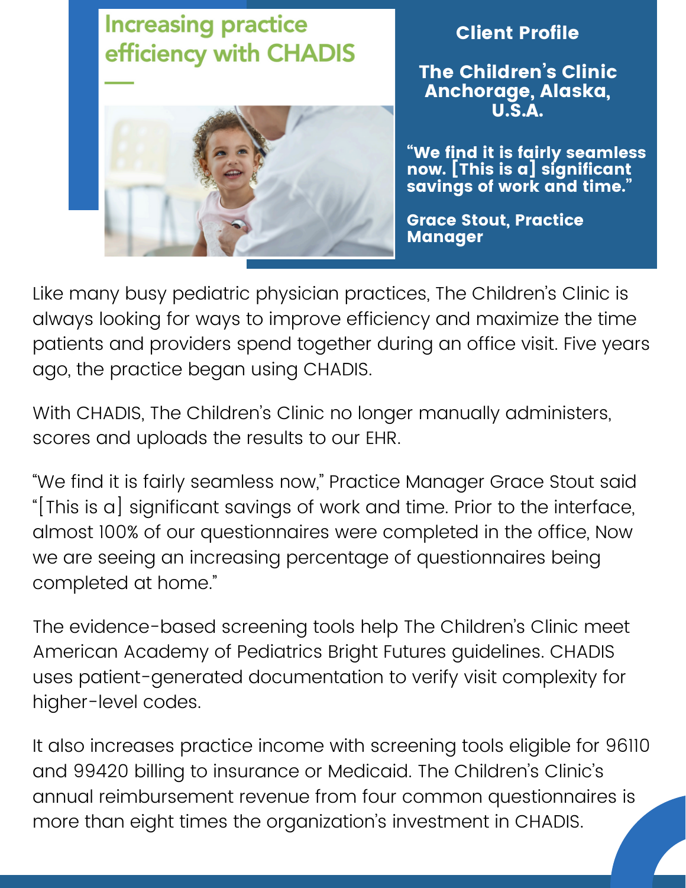# Increasing practice efficiency with CHADIS

## Client Profile

**The Children's Clinic**
**Anchorage, Alaska, U.S.A.**

**"We find it is fairly seamless now. [This is a] significant savings of work and time."**

**Grace Stout, Practice Manager**

Like many busy pediatric physician practices, The Children's Clinic is always looking for ways to improve efficiency and maximize the time patients and providers spend together during an office visit. Five years ago, the practice began using CHADIS.

With CHADIS, The Children's Clinic no longer manually administers, scores and uploads the results to our EHR.

"We find it is fairly seamless now," Practice Manager Grace Stout said "[This is a] significant savings of work and time. Prior to the interface, almost 100% of our questionnaires were completed in the office, Now we are seeing an increasing percentage of questionnaires being completed at home."

The evidence-based screening tools help The Children's Clinic meet American Academy of Pediatrics Bright Futures guidelines. CHADIS uses patient-generated documentation to verify visit complexity for higher-level codes.

It also increases practice income with screening tools eligible for 96110 and 99420 billing to insurance or Medicaid. The Children's Clinic's annual reimbursement revenue from four common questionnaires is more than eight times the organization's investment in CHADIS.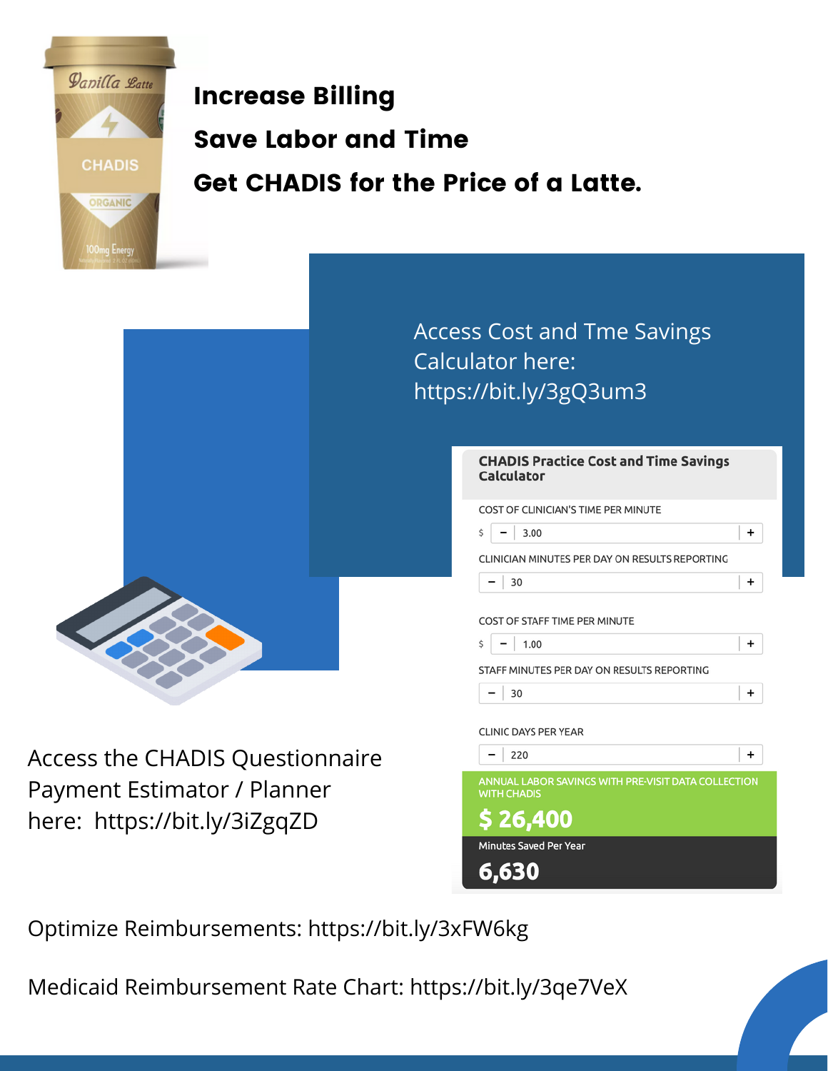**Increase Billing**

**Save Labor and Time**

**Get CHADIS for the Price of a Latte.**

Access Cost and Tme Savings Calculator here: https://bit.ly/3gQ3um3

**CHADIS Practice Cost and Time Savings Calculator**

COST OF CLINICIAN'S TIME PER MINUTE

$ 3.00

CLINICIAN MINUTES PER DAY ON RESULTS REPORTING

30

COST OF STAFF TIME PER MINUTE

$ 1.00

STAFF MINUTES PER DAY ON RESULTS REPORTING

30

CLINIC DAYS PER YEAR

220

ANNUAL LABOR SAVINGS WITH PRE-VISIT DATA COLLECTION WITH CHADIS

**$ 26,400**

Minutes Saved Per Year

**6,630**

Access the CHADIS Questionnaire Payment Estimator / Planner here: https://bit.ly/3iZgqZD

Optimize Reimbursements: https://bit.ly/3xFW6kg

Medicaid Reimbursement Rate Chart: https://bit.ly/3qe7VeX